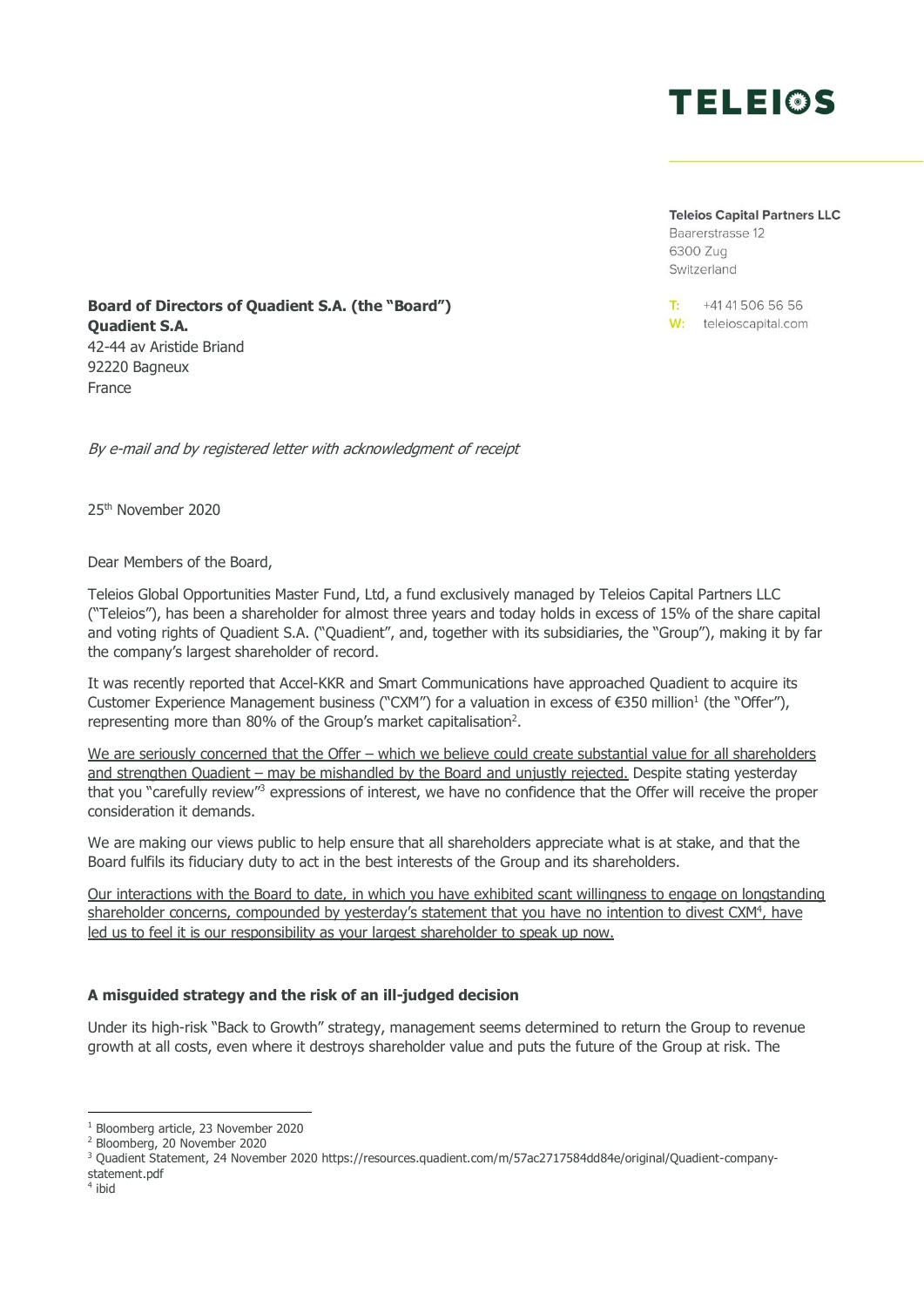**TELEIOS**

**Teleios Capital Partners LLC**
Baarerstrasse 12
6300 Zug
Switzerland

T: +41 41 506 56 56
W: teleioscapital.com

**Board of Directors of Quadient S.A. (the "Board")**
**Quadient S.A.**
42-44 av Aristide Briand
92220 Bagneux
France

*By e-mail and by registered letter with acknowledgment of receipt*

25th November 2020

Dear Members of the Board,

Teleios Global Opportunities Master Fund, Ltd, a fund exclusively managed by Teleios Capital Partners LLC ("Teleios"), has been a shareholder for almost three years and today holds in excess of 15% of the share capital and voting rights of Quadient S.A. ("Quadient", and, together with its subsidiaries, the "Group"), making it by far the company's largest shareholder of record.

It was recently reported that Accel-KKR and Smart Communications have approached Quadient to acquire its Customer Experience Management business ("CXM") for a valuation in excess of €350 million[1] (the "Offer"), representing more than 80% of the Group's market capitalisation[2].

<u>We are seriously concerned that the Offer – which we believe could create substantial value for all shareholders and strengthen Quadient – may be mishandled by the Board and unjustly rejected.</u> Despite stating yesterday that you "carefully review"[3] expressions of interest, we have no confidence that the Offer will receive the proper consideration it demands.

We are making our views public to help ensure that all shareholders appreciate what is at stake, and that the Board fulfils its fiduciary duty to act in the best interests of the Group and its shareholders.

<u>Our interactions with the Board to date, in which you have exhibited scant willingness to engage on longstanding shareholder concerns, compounded by yesterday's statement that you have no intention to divest CXM[4], have led us to feel it is our responsibility as your largest shareholder to speak up now.</u>

### A misguided strategy and the risk of an ill-judged decision

Under its high-risk "Back to Growth" strategy, management seems determined to return the Group to revenue growth at all costs, even where it destroys shareholder value and puts the future of the Group at risk. The

---

[1] Bloomberg article, 23 November 2020
[2] Bloomberg, 20 November 2020
[3] Quadient Statement, 24 November 2020 https://resources.quadient.com/m/57ac2717584dd84e/original/Quadient-company-statement.pdf
[4] ibid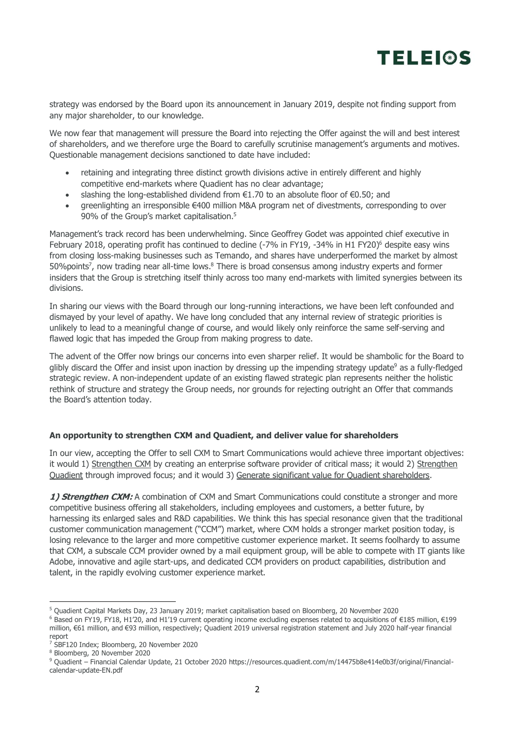strategy was endorsed by the Board upon its announcement in January 2019, despite not finding support from any major shareholder, to our knowledge.

We now fear that management will pressure the Board into rejecting the Offer against the will and best interest of shareholders, and we therefore urge the Board to carefully scrutinise management's arguments and motives. Questionable management decisions sanctioned to date have included:

- retaining and integrating three distinct growth divisions active in entirely different and highly competitive end-markets where Quadient has no clear advantage;
- slashing the long-established dividend from €1.70 to an absolute floor of €0.50; and
- greenlighting an irresponsible €400 million M&A program net of divestments, corresponding to over 90% of the Group's market capitalisation.[5]

Management's track record has been underwhelming. Since Geoffrey Godet was appointed chief executive in February 2018, operating profit has continued to decline (-7% in FY19, -34% in H1 FY20)[6] despite easy wins from closing loss-making businesses such as Temando, and shares have underperformed the market by almost 50%points[7], now trading near all-time lows.[8] There is broad consensus among industry experts and former insiders that the Group is stretching itself thinly across too many end-markets with limited synergies between its divisions.

In sharing our views with the Board through our long-running interactions, we have been left confounded and dismayed by your level of apathy. We have long concluded that any internal review of strategic priorities is unlikely to lead to a meaningful change of course, and would likely only reinforce the same self-serving and flawed logic that has impeded the Group from making progress to date.

The advent of the Offer now brings our concerns into even sharper relief. It would be shambolic for the Board to glibly discard the Offer and insist upon inaction by dressing up the impending strategy update[9] as a fully-fledged strategic review. A non-independent update of an existing flawed strategic plan represents neither the holistic rethink of structure and strategy the Group needs, nor grounds for rejecting outright an Offer that commands the Board's attention today.

**An opportunity to strengthen CXM and Quadient, and deliver value for shareholders**

In our view, accepting the Offer to sell CXM to Smart Communications would achieve three important objectives: it would 1) Strengthen CXM by creating an enterprise software provider of critical mass; it would 2) Strengthen Quadient through improved focus; and it would 3) Generate significant value for Quadient shareholders.

***1) Strengthen CXM:*** A combination of CXM and Smart Communications could constitute a stronger and more competitive business offering all stakeholders, including employees and customers, a better future, by harnessing its enlarged sales and R&D capabilities. We think this has special resonance given that the traditional customer communication management ("CCM") market, where CXM holds a stronger market position today, is losing relevance to the larger and more competitive customer experience market. It seems foolhardy to assume that CXM, a subscale CCM provider owned by a mail equipment group, will be able to compete with IT giants like Adobe, innovative and agile start-ups, and dedicated CCM providers on product capabilities, distribution and talent, in the rapidly evolving customer experience market.

---

[5] Quadient Capital Markets Day, 23 January 2019; market capitalisation based on Bloomberg, 20 November 2020

[6] Based on FY19, FY18, H1'20, and H1'19 current operating income excluding expenses related to acquisitions of €185 million, €199 million, €61 million, and €93 million, respectively; Quadient 2019 universal registration statement and July 2020 half-year financial report

[7] SBF120 Index; Bloomberg, 20 November 2020

[8] Bloomberg, 20 November 2020

[9] Quadient – Financial Calendar Update, 21 October 2020 https://resources.quadient.com/m/14475b8e414e0b3f/original/Financial-calendar-update-EN.pdf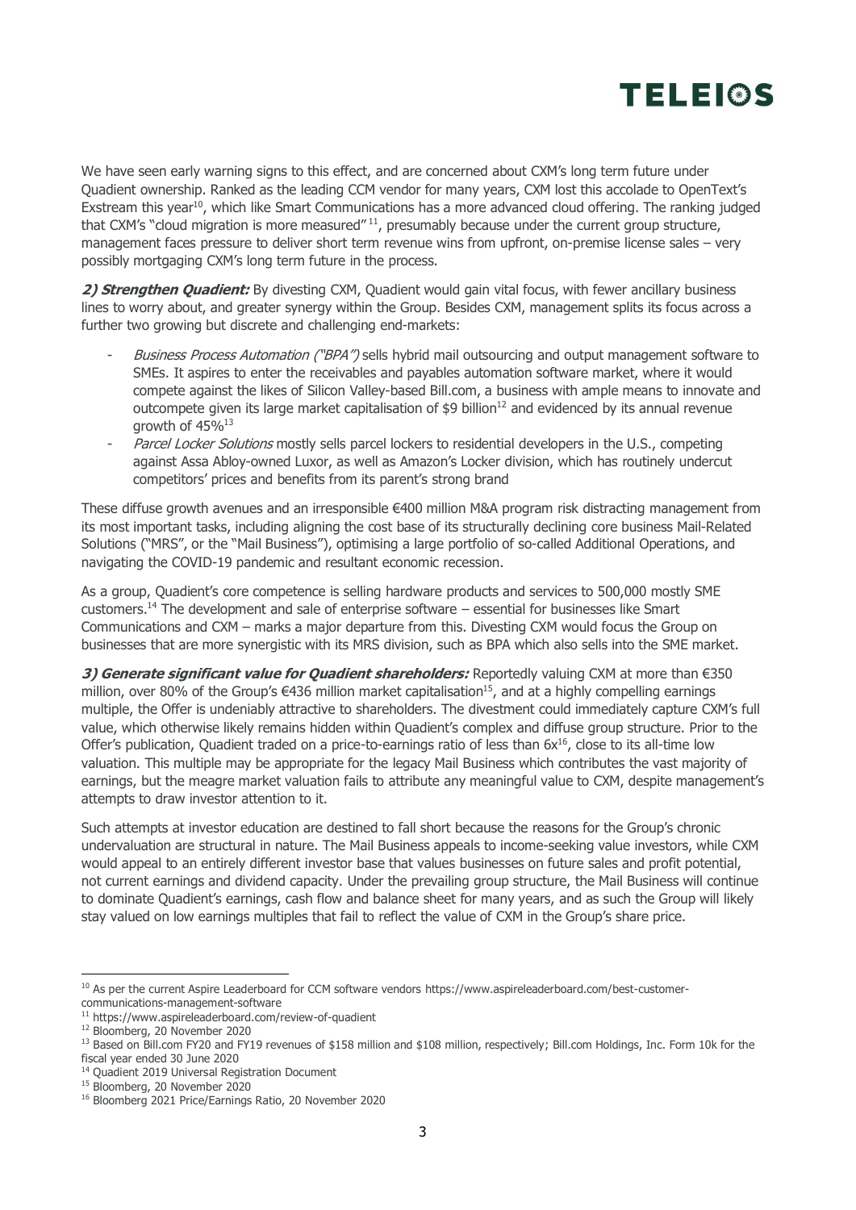We have seen early warning signs to this effect, and are concerned about CXM's long term future under Quadient ownership. Ranked as the leading CCM vendor for many years, CXM lost this accolade to OpenText's Exstream this year[10], which like Smart Communications has a more advanced cloud offering. The ranking judged that CXM's "cloud migration is more measured"[11], presumably because under the current group structure, management faces pressure to deliver short term revenue wins from upfront, on-premise license sales – very possibly mortgaging CXM's long term future in the process.

***2) Strengthen Quadient:*** By divesting CXM, Quadient would gain vital focus, with fewer ancillary business lines to worry about, and greater synergy within the Group. Besides CXM, management splits its focus across a further two growing but discrete and challenging end-markets:

- *Business Process Automation ("BPA")* sells hybrid mail outsourcing and output management software to SMEs. It aspires to enter the receivables and payables automation software market, where it would compete against the likes of Silicon Valley-based Bill.com, a business with ample means to innovate and outcompete given its large market capitalisation of $9 billion[12] and evidenced by its annual revenue growth of 45%[13]
- *Parcel Locker Solutions* mostly sells parcel lockers to residential developers in the U.S., competing against Assa Abloy-owned Luxor, as well as Amazon's Locker division, which has routinely undercut competitors' prices and benefits from its parent's strong brand

These diffuse growth avenues and an irresponsible €400 million M&A program risk distracting management from its most important tasks, including aligning the cost base of its structurally declining core business Mail-Related Solutions ("MRS", or the "Mail Business"), optimising a large portfolio of so-called Additional Operations, and navigating the COVID-19 pandemic and resultant economic recession.

As a group, Quadient's core competence is selling hardware products and services to 500,000 mostly SME customers.[14] The development and sale of enterprise software – essential for businesses like Smart Communications and CXM – marks a major departure from this. Divesting CXM would focus the Group on businesses that are more synergistic with its MRS division, such as BPA which also sells into the SME market.

***3) Generate significant value for Quadient shareholders:*** Reportedly valuing CXM at more than €350 million, over 80% of the Group's €436 million market capitalisation[15], and at a highly compelling earnings multiple, the Offer is undeniably attractive to shareholders. The divestment could immediately capture CXM's full value, which otherwise likely remains hidden within Quadient's complex and diffuse group structure. Prior to the Offer's publication, Quadient traded on a price-to-earnings ratio of less than 6x[16], close to its all-time low valuation. This multiple may be appropriate for the legacy Mail Business which contributes the vast majority of earnings, but the meagre market valuation fails to attribute any meaningful value to CXM, despite management's attempts to draw investor attention to it.

Such attempts at investor education are destined to fall short because the reasons for the Group's chronic undervaluation are structural in nature. The Mail Business appeals to income-seeking value investors, while CXM would appeal to an entirely different investor base that values businesses on future sales and profit potential, not current earnings and dividend capacity. Under the prevailing group structure, the Mail Business will continue to dominate Quadient's earnings, cash flow and balance sheet for many years, and as such the Group will likely stay valued on low earnings multiples that fail to reflect the value of CXM in the Group's share price.

---

[10] As per the current Aspire Leaderboard for CCM software vendors https://www.aspireleaderboard.com/best-customer-communications-management-software

[11] https://www.aspireleaderboard.com/review-of-quadient

[12] Bloomberg, 20 November 2020

[13] Based on Bill.com FY20 and FY19 revenues of $158 million and $108 million, respectively; Bill.com Holdings, Inc. Form 10k for the fiscal year ended 30 June 2020

[14] Quadient 2019 Universal Registration Document

[15] Bloomberg, 20 November 2020

[16] Bloomberg 2021 Price/Earnings Ratio, 20 November 2020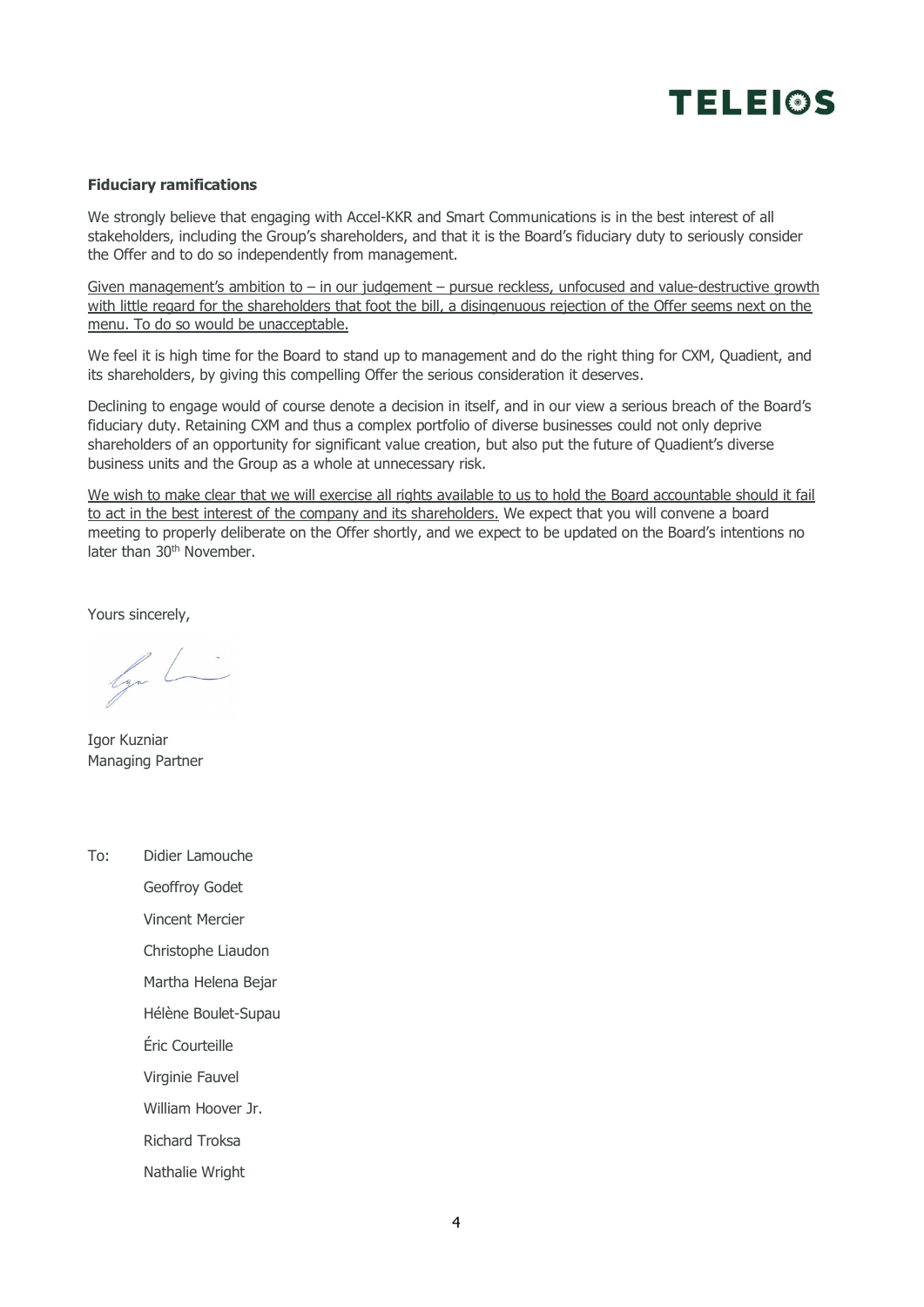**Fiduciary ramifications**

We strongly believe that engaging with Accel-KKR and Smart Communications is in the best interest of all stakeholders, including the Group's shareholders, and that it is the Board's fiduciary duty to seriously consider the Offer and to do so independently from management.

<u>Given management's ambition to – in our judgement – pursue reckless, unfocused and value-destructive growth with little regard for the shareholders that foot the bill, a disingenuous rejection of the Offer seems next on the menu. To do so would be unacceptable.</u>

We feel it is high time for the Board to stand up to management and do the right thing for CXM, Quadient, and its shareholders, by giving this compelling Offer the serious consideration it deserves.

Declining to engage would of course denote a decision in itself, and in our view a serious breach of the Board's fiduciary duty. Retaining CXM and thus a complex portfolio of diverse businesses could not only deprive shareholders of an opportunity for significant value creation, but also put the future of Quadient's diverse business units and the Group as a whole at unnecessary risk.

<u>We wish to make clear that we will exercise all rights available to us to hold the Board accountable should it fail to act in the best interest of the company and its shareholders.</u> We expect that you will convene a board meeting to properly deliberate on the Offer shortly, and we expect to be updated on the Board's intentions no later than 30th November.

Yours sincerely,

Igor Kuzniar
Managing Partner

To: Didier Lamouche
Geoffroy Godet
Vincent Mercier
Christophe Liaudon
Martha Helena Bejar
Hélène Boulet-Supau
Éric Courteille
Virginie Fauvel
William Hoover Jr.
Richard Troksa
Nathalie Wright